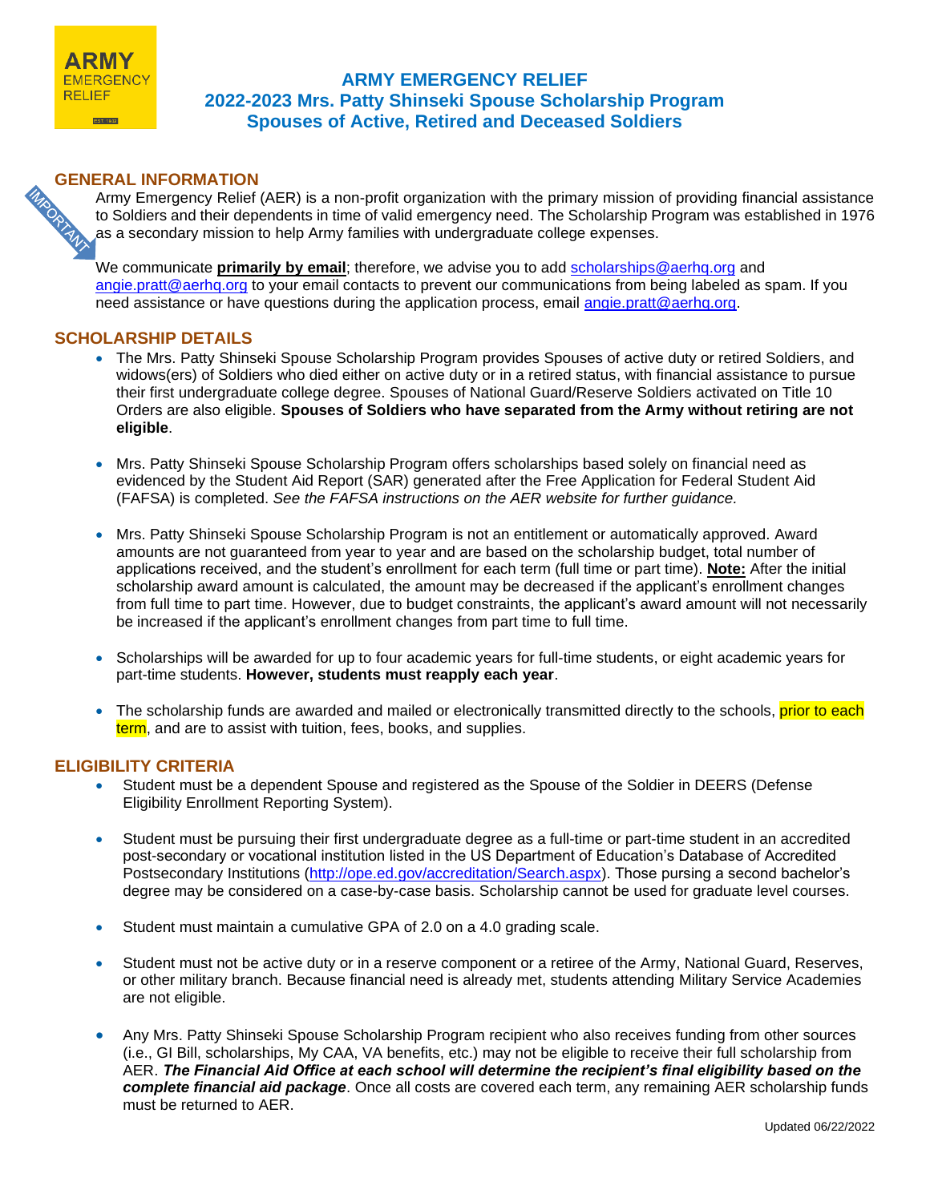ARMY EMERGENCY RELIEF

# ARMY EMERGENCY RELIEF
## 2022-2023 Mrs. Patty Shinseki Spouse Scholarship Program
## Spouses of Active, Retired and Deceased Soldiers

### GENERAL INFORMATION

IMPORTANT

Army Emergency Relief (AER) is a non-profit organization with the primary mission of providing financial assistance to Soldiers and their dependents in time of valid emergency need. The Scholarship Program was established in 1976 as a secondary mission to help Army families with undergraduate college expenses.

We communicate **primarily by email**; therefore, we advise you to add scholarships@aerhq.org and angie.pratt@aerhq.org to your email contacts to prevent our communications from being labeled as spam. If you need assistance or have questions during the application process, email angie.pratt@aerhq.org.

### SCHOLARSHIP DETAILS

- The Mrs. Patty Shinseki Spouse Scholarship Program provides Spouses of active duty or retired Soldiers, and widows(ers) of Soldiers who died either on active duty or in a retired status, with financial assistance to pursue their first undergraduate college degree. Spouses of National Guard/Reserve Soldiers activated on Title 10 Orders are also eligible. **Spouses of Soldiers who have separated from the Army without retiring are not eligible**.

- Mrs. Patty Shinseki Spouse Scholarship Program offers scholarships based solely on financial need as evidenced by the Student Aid Report (SAR) generated after the Free Application for Federal Student Aid (FAFSA) is completed. *See the FAFSA instructions on the AER website for further guidance.*

- Mrs. Patty Shinseki Spouse Scholarship Program is not an entitlement or automatically approved. Award amounts are not guaranteed from year to year and are based on the scholarship budget, total number of applications received, and the student's enrollment for each term (full time or part time). **Note:** After the initial scholarship award amount is calculated, the amount may be decreased if the applicant's enrollment changes from full time to part time. However, due to budget constraints, the applicant's award amount will not necessarily be increased if the applicant's enrollment changes from part time to full time.

- Scholarships will be awarded for up to four academic years for full-time students, or eight academic years for part-time students. **However, students must reapply each year**.

- The scholarship funds are awarded and mailed or electronically transmitted directly to the schools, prior to each term, and are to assist with tuition, fees, books, and supplies.

### ELIGIBILITY CRITERIA

- Student must be a dependent Spouse and registered as the Spouse of the Soldier in DEERS (Defense Eligibility Enrollment Reporting System).

- Student must be pursuing their first undergraduate degree as a full-time or part-time student in an accredited post-secondary or vocational institution listed in the US Department of Education's Database of Accredited Postsecondary Institutions (http://ope.ed.gov/accreditation/Search.aspx). Those pursing a second bachelor's degree may be considered on a case-by-case basis. Scholarship cannot be used for graduate level courses.

- Student must maintain a cumulative GPA of 2.0 on a 4.0 grading scale.

- Student must not be active duty or in a reserve component or a retiree of the Army, National Guard, Reserves, or other military branch. Because financial need is already met, students attending Military Service Academies are not eligible.

- Any Mrs. Patty Shinseki Spouse Scholarship Program recipient who also receives funding from other sources (i.e., GI Bill, scholarships, My CAA, VA benefits, etc.) may not be eligible to receive their full scholarship from AER. ***The Financial Aid Office at each school will determine the recipient's final eligibility based on the complete financial aid package***. Once all costs are covered each term, any remaining AER scholarship funds must be returned to AER.

Updated 06/22/2022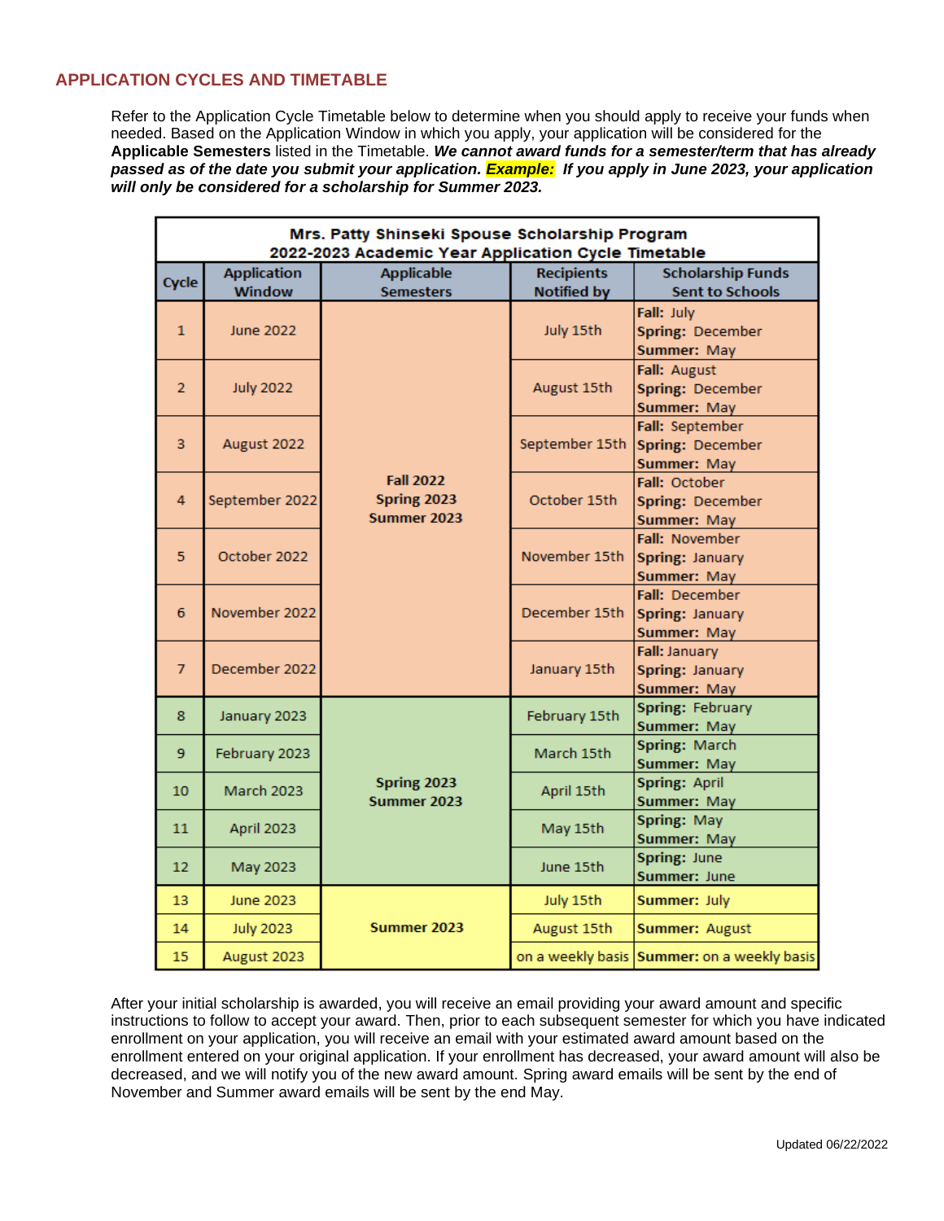## APPLICATION CYCLES AND TIMETABLE

Refer to the Application Cycle Timetable below to determine when you should apply to receive your funds when needed. Based on the Application Window in which you apply, your application will be considered for the **Applicable Semesters** listed in the Timetable. ***We cannot award funds for a semester/term that has already passed as of the date you submit your application. Example: If you apply in June 2023, your application will only be considered for a scholarship for Summer 2023.***

**Mrs. Patty Shinseki Spouse Scholarship Program**
**2022-2023 Academic Year Application Cycle Timetable**

| Cycle | Application Window | Applicable Semesters | Recipients Notified by | Scholarship Funds Sent to Schools |
|---|---|---|---|---|
| 1 | June 2022 | Fall 2022, Spring 2023, Summer 2023 | July 15th | **Fall:** July<br>**Spring:** December<br>**Summer:** May |
| 2 | July 2022 | Fall 2022, Spring 2023, Summer 2023 | August 15th | **Fall:** August<br>**Spring:** December<br>**Summer:** May |
| 3 | August 2022 | Fall 2022, Spring 2023, Summer 2023 | September 15th | **Fall:** September<br>**Spring:** December<br>**Summer:** May |
| 4 | September 2022 | Fall 2022, Spring 2023, Summer 2023 | October 15th | **Fall:** October<br>**Spring:** December<br>**Summer:** May |
| 5 | October 2022 | Fall 2022, Spring 2023, Summer 2023 | November 15th | **Fall:** November<br>**Spring:** January<br>**Summer:** May |
| 6 | November 2022 | Fall 2022, Spring 2023, Summer 2023 | December 15th | **Fall:** December<br>**Spring:** January<br>**Summer:** May |
| 7 | December 2022 | Fall 2022, Spring 2023, Summer 2023 | January 15th | **Fall:** January<br>**Spring:** January<br>**Summer:** May |
| 8 | January 2023 | Spring 2023, Summer 2023 | February 15th | **Spring:** February<br>**Summer:** May |
| 9 | February 2023 | Spring 2023, Summer 2023 | March 15th | **Spring:** March<br>**Summer:** May |
| 10 | March 2023 | Spring 2023, Summer 2023 | April 15th | **Spring:** April<br>**Summer:** May |
| 11 | April 2023 | Spring 2023, Summer 2023 | May 15th | **Spring:** May<br>**Summer:** May |
| 12 | May 2023 | Spring 2023, Summer 2023 | June 15th | **Spring:** June<br>**Summer:** June |
| 13 | June 2023 | Summer 2023 | July 15th | **Summer:** July |
| 14 | July 2023 | Summer 2023 | August 15th | **Summer:** August |
| 15 | August 2023 | Summer 2023 | on a weekly basis | **Summer:** on a weekly basis |

After your initial scholarship is awarded, you will receive an email providing your award amount and specific instructions to follow to accept your award. Then, prior to each subsequent semester for which you have indicated enrollment on your application, you will receive an email with your estimated award amount based on the enrollment entered on your original application. If your enrollment has decreased, your award amount will also be decreased, and we will notify you of the new award amount. Spring award emails will be sent by the end of November and Summer award emails will be sent by the end May.

Updated 06/22/2022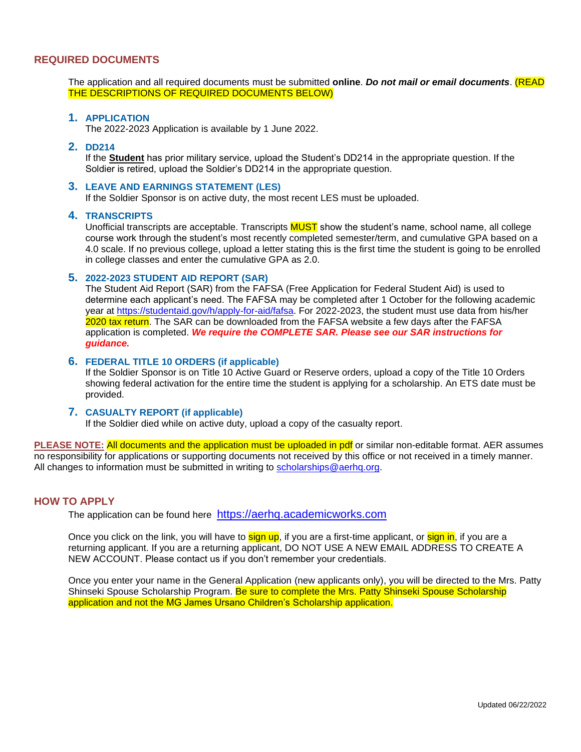## REQUIRED DOCUMENTS

The application and all required documents must be submitted **online**. ***Do not mail or email documents***. (READ THE DESCRIPTIONS OF REQUIRED DOCUMENTS BELOW)

1. **APPLICATION**
   The 2022-2023 Application is available by 1 June 2022.

2. **DD214**
   If the **Student** has prior military service, upload the Student's DD214 in the appropriate question. If the Soldier is retired, upload the Soldier's DD214 in the appropriate question.

3. **LEAVE AND EARNINGS STATEMENT (LES)**
   If the Soldier Sponsor is on active duty, the most recent LES must be uploaded.

4. **TRANSCRIPTS**
   Unofficial transcripts are acceptable. Transcripts MUST show the student's name, school name, all college course work through the student's most recently completed semester/term, and cumulative GPA based on a 4.0 scale. If no previous college, upload a letter stating this is the first time the student is going to be enrolled in college classes and enter the cumulative GPA as 2.0.

5. **2022-2023 STUDENT AID REPORT (SAR)**
   The Student Aid Report (SAR) from the FAFSA (Free Application for Federal Student Aid) is used to determine each applicant's need. The FAFSA may be completed after 1 October for the following academic year at https://studentaid.gov/h/apply-for-aid/fafsa. For 2022-2023, the student must use data from his/her 2020 tax return. The SAR can be downloaded from the FAFSA website a few days after the FAFSA application is completed. ***We require the COMPLETE SAR. Please see our SAR instructions for guidance.***

6. **FEDERAL TITLE 10 ORDERS (if applicable)**
   If the Soldier Sponsor is on Title 10 Active Guard or Reserve orders, upload a copy of the Title 10 Orders showing federal activation for the entire time the student is applying for a scholarship. An ETS date must be provided.

7. **CASUALTY REPORT (if applicable)**
   If the Soldier died while on active duty, upload a copy of the casualty report.

**PLEASE NOTE:** All documents and the application must be uploaded in pdf or similar non-editable format. AER assumes no responsibility for applications or supporting documents not received by this office or not received in a timely manner. All changes to information must be submitted in writing to scholarships@aerhq.org.

## HOW TO APPLY

The application can be found here https://aerhq.academicworks.com

Once you click on the link, you will have to sign up, if you are a first-time applicant, or sign in, if you are a returning applicant. If you are a returning applicant, DO NOT USE A NEW EMAIL ADDRESS TO CREATE A NEW ACCOUNT. Please contact us if you don't remember your credentials.

Once you enter your name in the General Application (new applicants only), you will be directed to the Mrs. Patty Shinseki Spouse Scholarship Program. Be sure to complete the Mrs. Patty Shinseki Spouse Scholarship application and not the MG James Ursano Children's Scholarship application.

Updated 06/22/2022